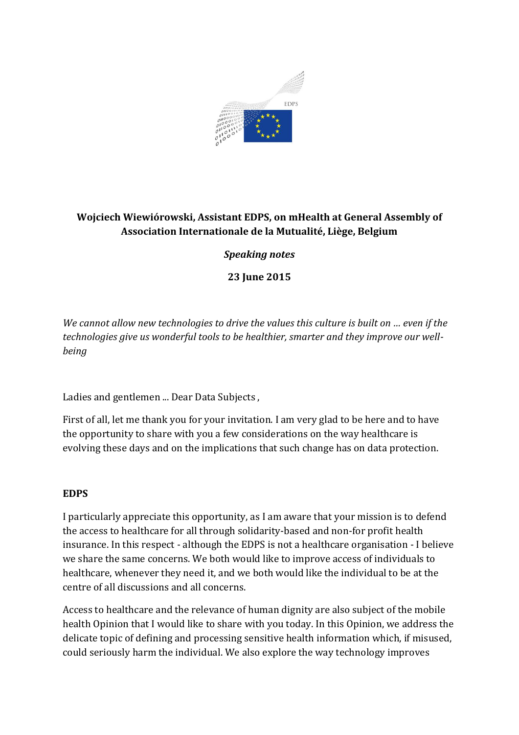**Wojciech Wiewiórowski, Assistant EDPS, on mHealth at General Assembly of Association Internationale de la Mutualité, Liège, Belgium**

***Speaking notes***

**23 June 2015**

*We cannot allow new technologies to drive the values this culture is built on ... even if the technologies give us wonderful tools to be healthier, smarter and they improve our well-being*

Ladies and gentlemen ... Dear Data Subjects ,

First of all, let me thank you for your invitation. I am very glad to be here and to have the opportunity to share with you a few considerations on the way healthcare is evolving these days and on the implications that such change has on data protection.

**EDPS**

I particularly appreciate this opportunity, as I am aware that your mission is to defend the access to healthcare for all through solidarity-based and non-for profit health insurance. In this respect - although the EDPS is not a healthcare organisation - I believe we share the same concerns. We both would like to improve access of individuals to healthcare, whenever they need it, and we both would like the individual to be at the centre of all discussions and all concerns.

Access to healthcare and the relevance of human dignity are also subject of the mobile health Opinion that I would like to share with you today. In this Opinion, we address the delicate topic of defining and processing sensitive health information which, if misused, could seriously harm the individual. We also explore the way technology improves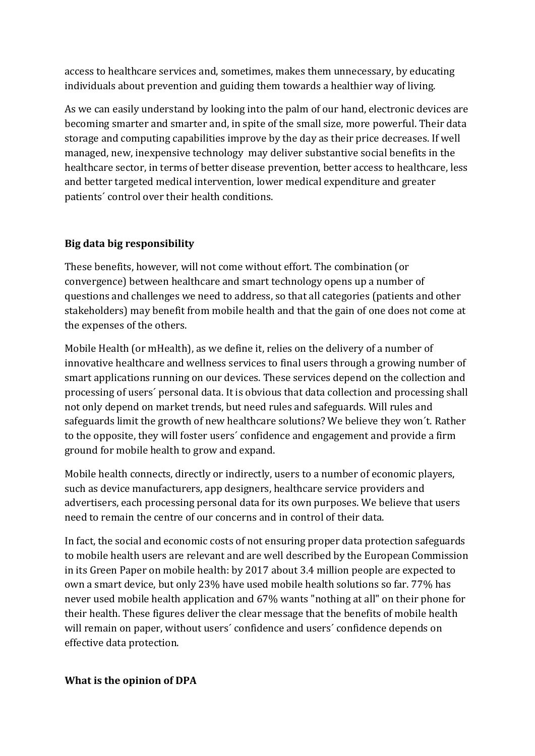access to healthcare services and, sometimes, makes them unnecessary, by educating individuals about prevention and guiding them towards a healthier way of living.

As we can easily understand by looking into the palm of our hand, electronic devices are becoming smarter and smarter and, in spite of the small size, more powerful. Their data storage and computing capabilities improve by the day as their price decreases. If well managed, new, inexpensive technology may deliver substantive social benefits in the healthcare sector, in terms of better disease prevention, better access to healthcare, less and better targeted medical intervention, lower medical expenditure and greater patients´ control over their health conditions.

**Big data big responsibility**

These benefits, however, will not come without effort. The combination (or convergence) between healthcare and smart technology opens up a number of questions and challenges we need to address, so that all categories (patients and other stakeholders) may benefit from mobile health and that the gain of one does not come at the expenses of the others.

Mobile Health (or mHealth), as we define it, relies on the delivery of a number of innovative healthcare and wellness services to final users through a growing number of smart applications running on our devices. These services depend on the collection and processing of users´ personal data. It is obvious that data collection and processing shall not only depend on market trends, but need rules and safeguards. Will rules and safeguards limit the growth of new healthcare solutions? We believe they won´t. Rather to the opposite, they will foster users´ confidence and engagement and provide a firm ground for mobile health to grow and expand.

Mobile health connects, directly or indirectly, users to a number of economic players, such as device manufacturers, app designers, healthcare service providers and advertisers, each processing personal data for its own purposes. We believe that users need to remain the centre of our concerns and in control of their data.

In fact, the social and economic costs of not ensuring proper data protection safeguards to mobile health users are relevant and are well described by the European Commission in its Green Paper on mobile health: by 2017 about 3.4 million people are expected to own a smart device, but only 23% have used mobile health solutions so far. 77% has never used mobile health application and 67% wants "nothing at all" on their phone for their health. These figures deliver the clear message that the benefits of mobile health will remain on paper, without users´ confidence and users´ confidence depends on effective data protection.

**What is the opinion of DPA**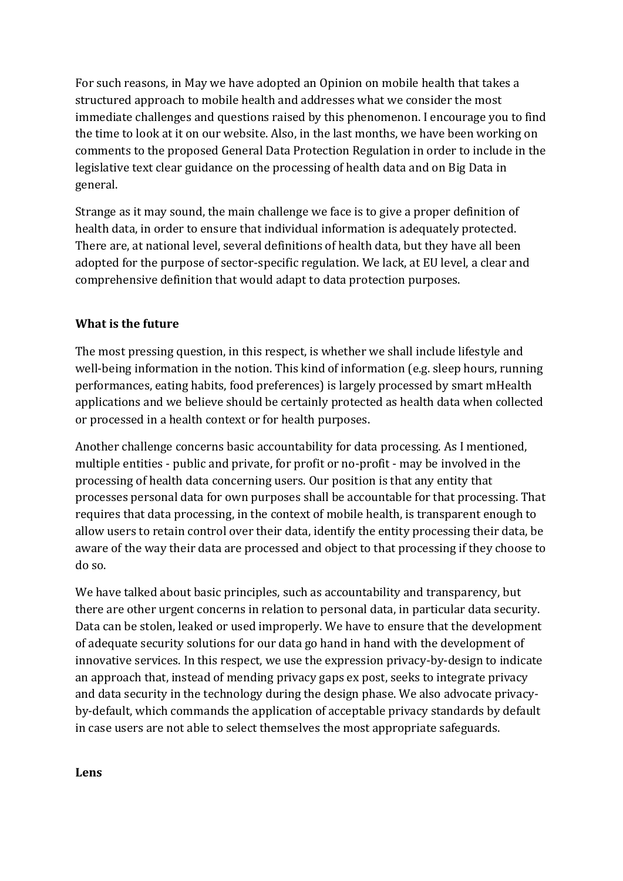For such reasons, in May we have adopted an Opinion on mobile health that takes a structured approach to mobile health and addresses what we consider the most immediate challenges and questions raised by this phenomenon. I encourage you to find the time to look at it on our website. Also, in the last months, we have been working on comments to the proposed General Data Protection Regulation in order to include in the legislative text clear guidance on the processing of health data and on Big Data in general.

Strange as it may sound, the main challenge we face is to give a proper definition of health data, in order to ensure that individual information is adequately protected. There are, at national level, several definitions of health data, but they have all been adopted for the purpose of sector-specific regulation. We lack, at EU level, a clear and comprehensive definition that would adapt to data protection purposes.

**What is the future**

The most pressing question, in this respect, is whether we shall include lifestyle and well-being information in the notion. This kind of information (e.g. sleep hours, running performances, eating habits, food preferences) is largely processed by smart mHealth applications and we believe should be certainly protected as health data when collected or processed in a health context or for health purposes.

Another challenge concerns basic accountability for data processing. As I mentioned, multiple entities - public and private, for profit or no-profit - may be involved in the processing of health data concerning users. Our position is that any entity that processes personal data for own purposes shall be accountable for that processing. That requires that data processing, in the context of mobile health, is transparent enough to allow users to retain control over their data, identify the entity processing their data, be aware of the way their data are processed and object to that processing if they choose to do so.

We have talked about basic principles, such as accountability and transparency, but there are other urgent concerns in relation to personal data, in particular data security. Data can be stolen, leaked or used improperly. We have to ensure that the development of adequate security solutions for our data go hand in hand with the development of innovative services. In this respect, we use the expression privacy-by-design to indicate an approach that, instead of mending privacy gaps ex post, seeks to integrate privacy and data security in the technology during the design phase. We also advocate privacy-by-default, which commands the application of acceptable privacy standards by default in case users are not able to select themselves the most appropriate safeguards.

**Lens**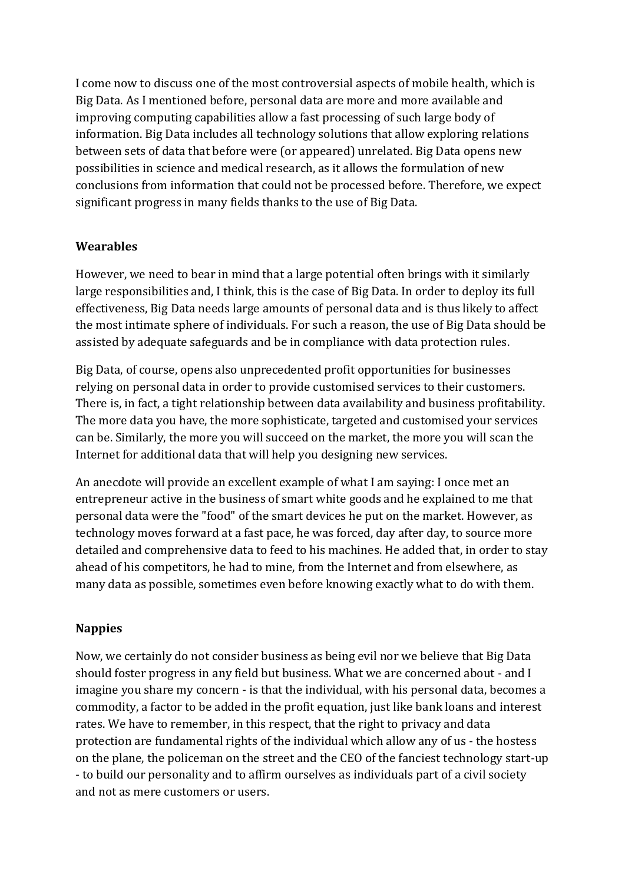I come now to discuss one of the most controversial aspects of mobile health, which is Big Data. As I mentioned before, personal data are more and more available and improving computing capabilities allow a fast processing of such large body of information. Big Data includes all technology solutions that allow exploring relations between sets of data that before were (or appeared) unrelated. Big Data opens new possibilities in science and medical research, as it allows the formulation of new conclusions from information that could not be processed before. Therefore, we expect significant progress in many fields thanks to the use of Big Data.

## Wearables

However, we need to bear in mind that a large potential often brings with it similarly large responsibilities and, I think, this is the case of Big Data. In order to deploy its full effectiveness, Big Data needs large amounts of personal data and is thus likely to affect the most intimate sphere of individuals. For such a reason, the use of Big Data should be assisted by adequate safeguards and be in compliance with data protection rules.

Big Data, of course, opens also unprecedented profit opportunities for businesses relying on personal data in order to provide customised services to their customers. There is, in fact, a tight relationship between data availability and business profitability. The more data you have, the more sophisticate, targeted and customised your services can be. Similarly, the more you will succeed on the market, the more you will scan the Internet for additional data that will help you designing new services.

An anecdote will provide an excellent example of what I am saying: I once met an entrepreneur active in the business of smart white goods and he explained to me that personal data were the "food" of the smart devices he put on the market. However, as technology moves forward at a fast pace, he was forced, day after day, to source more detailed and comprehensive data to feed to his machines. He added that, in order to stay ahead of his competitors, he had to mine, from the Internet and from elsewhere, as many data as possible, sometimes even before knowing exactly what to do with them.

## Nappies

Now, we certainly do not consider business as being evil nor we believe that Big Data should foster progress in any field but business. What we are concerned about - and I imagine you share my concern - is that the individual, with his personal data, becomes a commodity, a factor to be added in the profit equation, just like bank loans and interest rates. We have to remember, in this respect, that the right to privacy and data protection are fundamental rights of the individual which allow any of us - the hostess on the plane, the policeman on the street and the CEO of the fanciest technology start-up - to build our personality and to affirm ourselves as individuals part of a civil society and not as mere customers or users.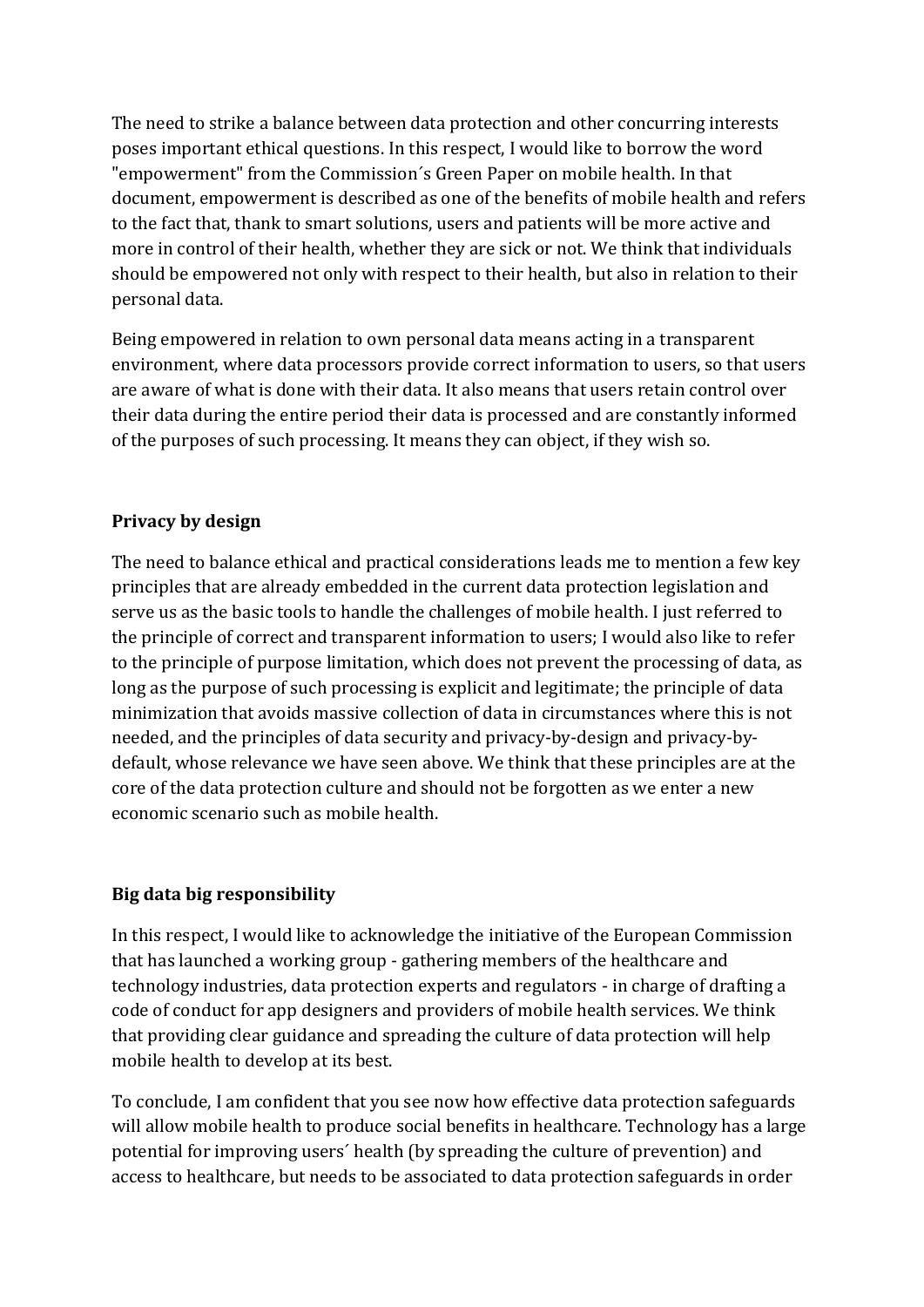The need to strike a balance between data protection and other concurring interests poses important ethical questions. In this respect, I would like to borrow the word "empowerment" from the Commission´s Green Paper on mobile health. In that document, empowerment is described as one of the benefits of mobile health and refers to the fact that, thank to smart solutions, users and patients will be more active and more in control of their health, whether they are sick or not. We think that individuals should be empowered not only with respect to their health, but also in relation to their personal data.

Being empowered in relation to own personal data means acting in a transparent environment, where data processors provide correct information to users, so that users are aware of what is done with their data. It also means that users retain control over their data during the entire period their data is processed and are constantly informed of the purposes of such processing. It means they can object, if they wish so.

**Privacy by design**

The need to balance ethical and practical considerations leads me to mention a few key principles that are already embedded in the current data protection legislation and serve us as the basic tools to handle the challenges of mobile health. I just referred to the principle of correct and transparent information to users; I would also like to refer to the principle of purpose limitation, which does not prevent the processing of data, as long as the purpose of such processing is explicit and legitimate; the principle of data minimization that avoids massive collection of data in circumstances where this is not needed, and the principles of data security and privacy-by-design and privacy-by-default, whose relevance we have seen above. We think that these principles are at the core of the data protection culture and should not be forgotten as we enter a new economic scenario such as mobile health.

**Big data big responsibility**

In this respect, I would like to acknowledge the initiative of the European Commission that has launched a working group - gathering members of the healthcare and technology industries, data protection experts and regulators - in charge of drafting a code of conduct for app designers and providers of mobile health services. We think that providing clear guidance and spreading the culture of data protection will help mobile health to develop at its best.

To conclude, I am confident that you see now how effective data protection safeguards will allow mobile health to produce social benefits in healthcare. Technology has a large potential for improving users´ health (by spreading the culture of prevention) and access to healthcare, but needs to be associated to data protection safeguards in order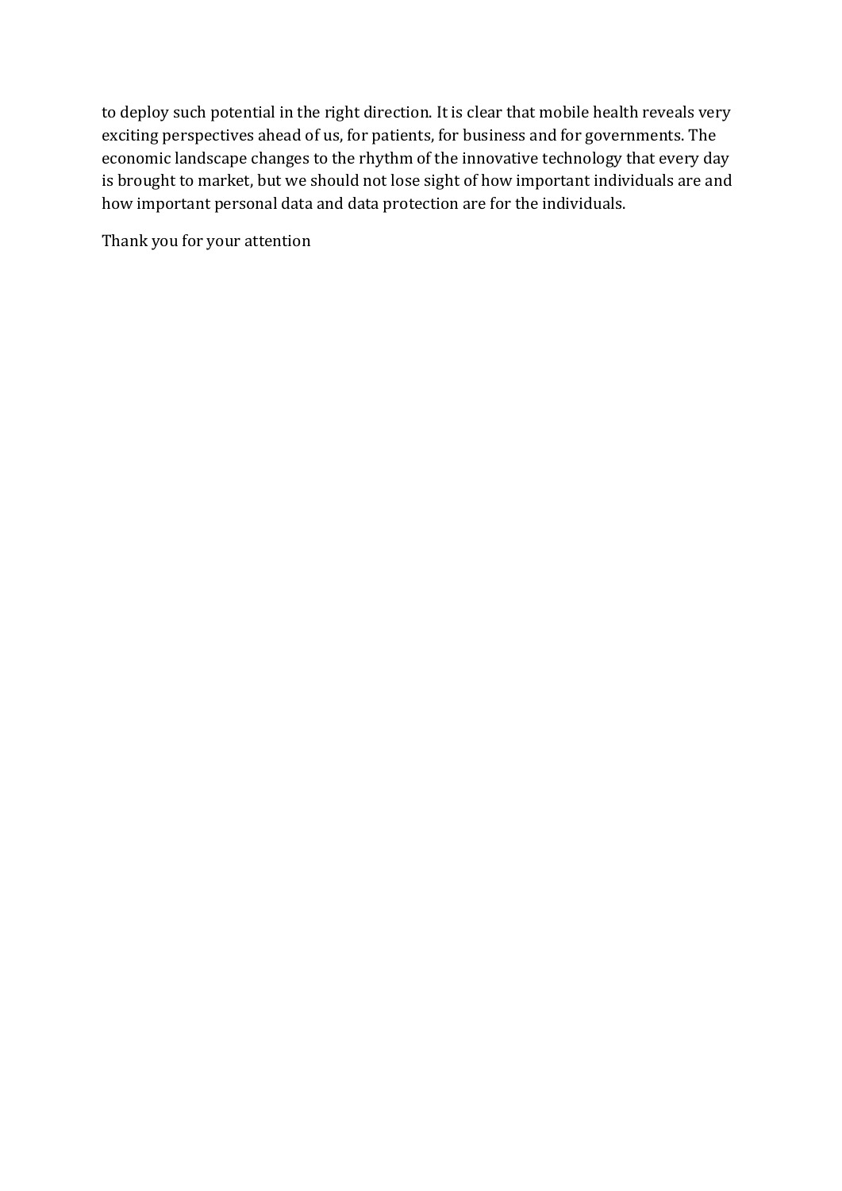to deploy such potential in the right direction. It is clear that mobile health reveals very exciting perspectives ahead of us, for patients, for business and for governments. The economic landscape changes to the rhythm of the innovative technology that every day is brought to market, but we should not lose sight of how important individuals are and how important personal data and data protection are for the individuals.

Thank you for your attention